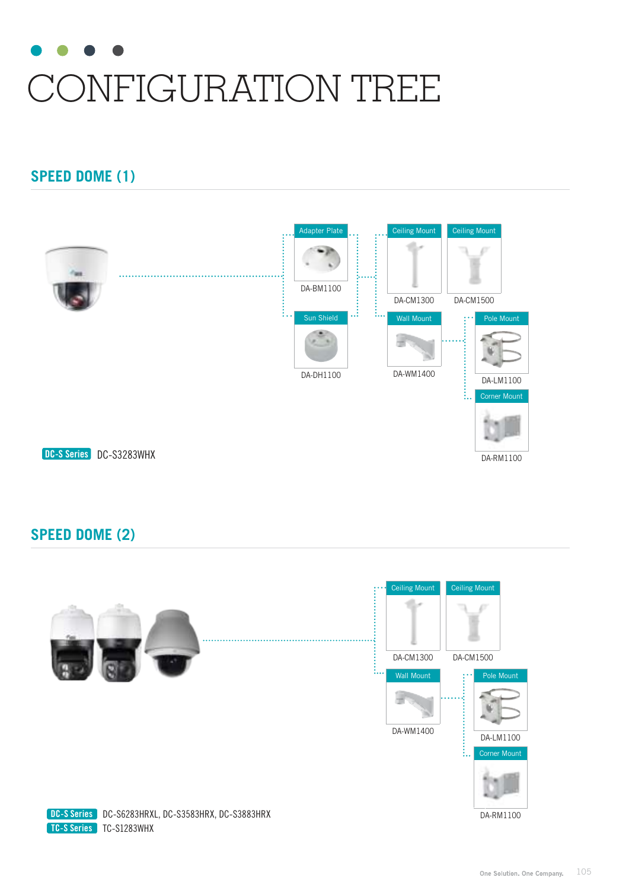# CONFIGURATION TREE

## SPEED DOME (1)

Adapter Plate
DA-BM1100

Sun Shield
DA-DH1100

Ceiling Mount
DA-CM1300

Ceiling Mount
DA-CM1500

Wall Mount
DA-WM1400

Pole Mount
DA-LM1100

Corner Mount
DA-RM1100

**DC-S Series** DC-S3283WHX

## SPEED DOME (2)

Ceiling Mount
DA-CM1300

Ceiling Mount
DA-CM1500

Wall Mount
DA-WM1400

Pole Mount
DA-LM1100

Corner Mount
DA-RM1100

**DC-S Series** DC-S6283HRXL, DC-S3583HRX, DC-S3883HRX

**TC-S Series** TC-S1283WHX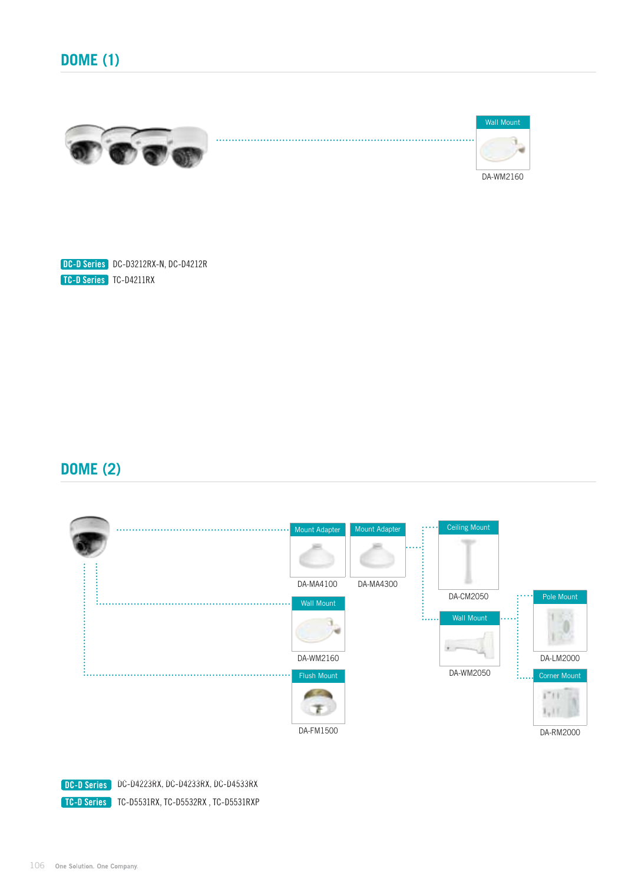## DOME (1)

Wall Mount

DA-WM2160

**DC-D Series** DC-D3212RX-N, DC-D4212R

**TC-D Series** TC-D4211RX

## DOME (2)

Mount Adapter

DA-MA4100

Mount Adapter

DA-MA4300

Ceiling Mount

DA-CM2050

Wall Mount

DA-WM2160

Wall Mount

DA-WM2050

Pole Mount

DA-LM2000

Flush Mount

DA-FM1500

Corner Mount

DA-RM2000

**DC-D Series** DC-D4223RX, DC-D4233RX, DC-D4533RX

**TC-D Series** TC-D5531RX, TC-D5532RX , TC-D5531RXP

One Solution. One Company.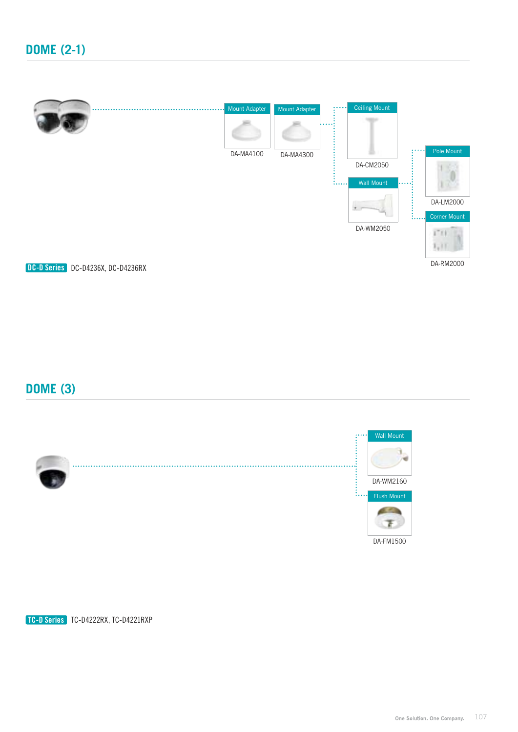## DOME (2-1)

Mount Adapter
DA-MA4100

Mount Adapter
DA-MA4300

Ceiling Mount
DA-CM2050

Wall Mount
DA-WM2050

Pole Mount
DA-LM2000

Corner Mount
DA-RM2000

**DC-D Series** DC-D4236X, DC-D4236RX

## DOME (3)

Wall Mount
DA-WM2160

Flush Mount
DA-FM1500

**TC-D Series** TC-D4222RX, TC-D4221RXP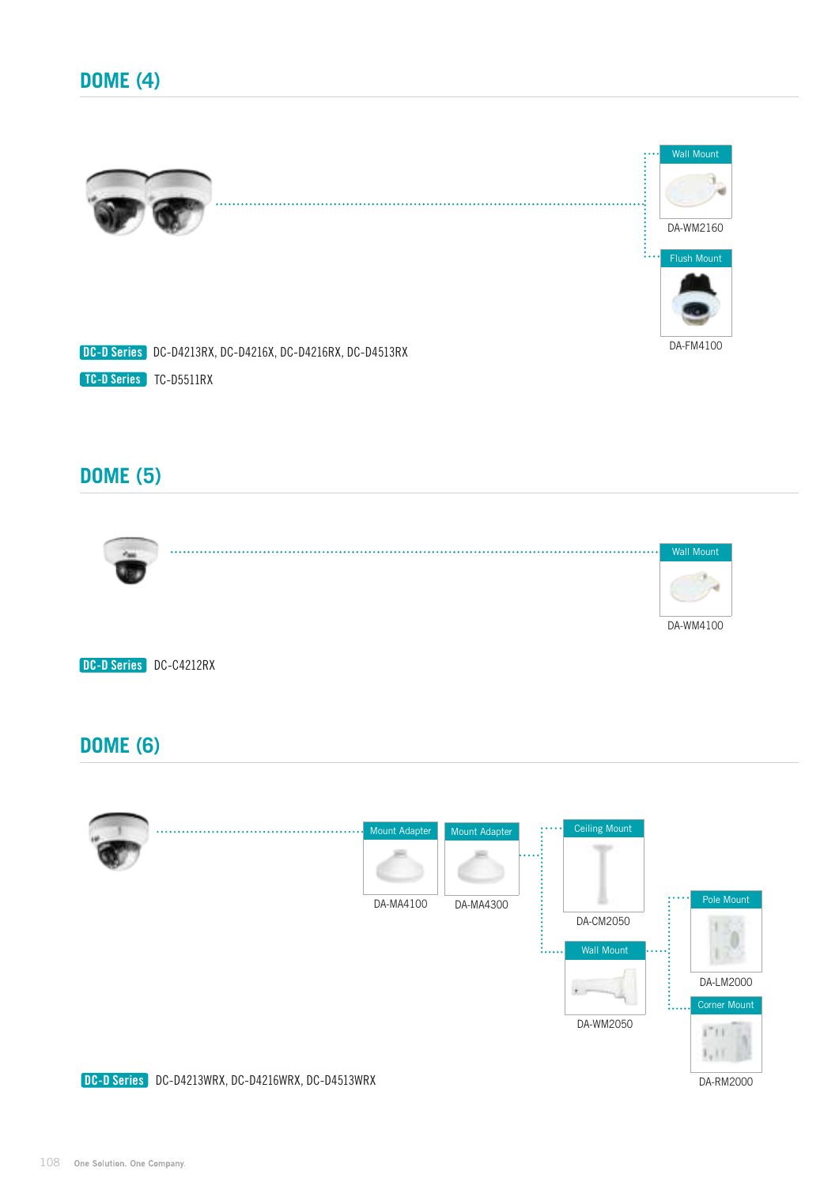## DOME (4)

Wall Mount

DA-WM2160

Flush Mount

DA-FM4100

**DC-D Series** DC-D4213RX, DC-D4216X, DC-D4216RX, DC-D4513RX

**TC-D Series** TC-D5511RX

## DOME (5)

Wall Mount

DA-WM4100

**DC-D Series** DC-C4212RX

## DOME (6)

Mount Adapter

DA-MA4100

Mount Adapter

DA-MA4300

Ceiling Mount

DA-CM2050

Wall Mount

DA-WM2050

Pole Mount

DA-LM2000

Corner Mount

DA-RM2000

**DC-D Series** DC-D4213WRX, DC-D4216WRX, DC-D4513WRX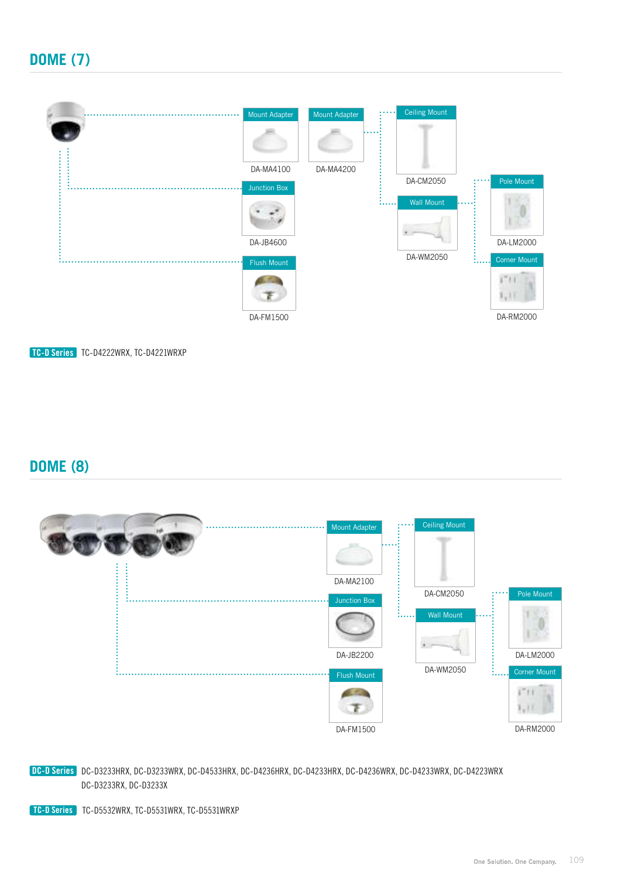## DOME (7)

Mount Adapter
DA-MA4100

Mount Adapter
DA-MA4200

Ceiling Mount
DA-CM2050

Junction Box
DA-JB4600

Wall Mount
DA-WM2050

Pole Mount
DA-LM2000

Flush Mount
DA-FM1500

Corner Mount
DA-RM2000

**TC-D Series** TC-D4222WRX, TC-D4221WRXP

## DOME (8)

Mount Adapter
DA-MA2100

Ceiling Mount
DA-CM2050

Junction Box
DA-JB2200

Wall Mount
DA-WM2050

Pole Mount
DA-LM2000

Flush Mount
DA-FM1500

Corner Mount
DA-RM2000

**DC-D Series** DC-D3233HRX, DC-D3233WRX, DC-D4533HRX, DC-D4236HRX, DC-D4233HRX, DC-D4236WRX, DC-D4233WRX, DC-D4223WRX DC-D3233RX, DC-D3233X

**TC-D Series** TC-D5532WRX, TC-D5531WRX, TC-D5531WRXP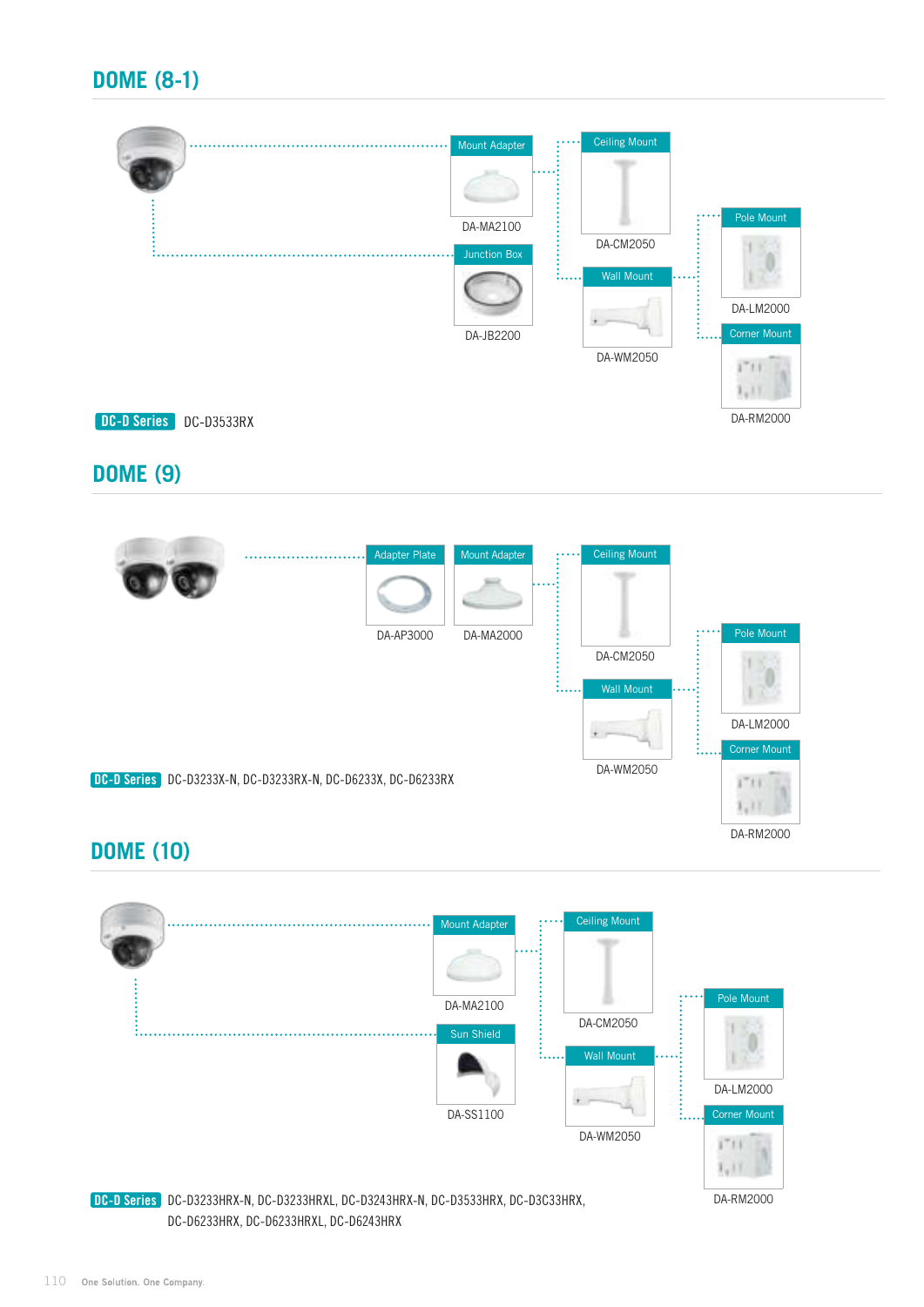## DOME (8-1)

Mount Adapter
DA-MA2100

Junction Box
DA-JB2200

Ceiling Mount
DA-CM2050

Wall Mount
DA-WM2050

Pole Mount
DA-LM2000

Corner Mount
DA-RM2000

**DC-D Series** DC-D3533RX

## DOME (9)

Adapter Plate
DA-AP3000

Mount Adapter
DA-MA2000

Ceiling Mount
DA-CM2050

Wall Mount
DA-WM2050

Pole Mount
DA-LM2000

Corner Mount
DA-RM2000

**DC-D Series** DC-D3233X-N, DC-D3233RX-N, DC-D6233X, DC-D6233RX

## DOME (10)

Mount Adapter
DA-MA2100

Sun Shield
DA-SS1100

Ceiling Mount
DA-CM2050

Wall Mount
DA-WM2050

Pole Mount
DA-LM2000

Corner Mount
DA-RM2000

**DC-D Series** DC-D3233HRX-N, DC-D3233HRXL, DC-D3243HRX-N, DC-D3533HRX, DC-D3C33HRX, DC-D6233HRX, DC-D6233HRXL, DC-D6243HRX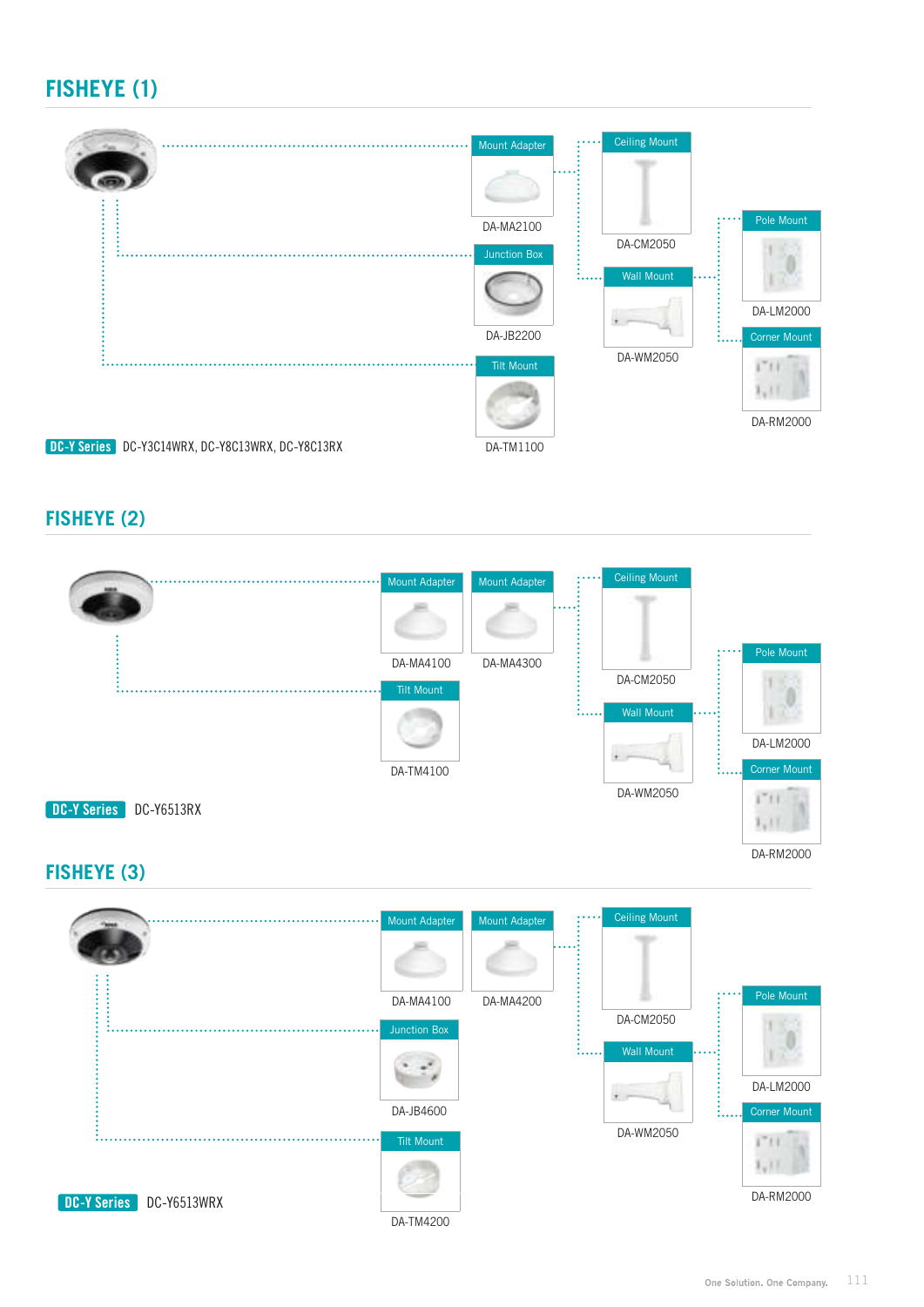## FISHEYE (1)

Mount Adapter
DA-MA2100

Junction Box
DA-JB2200

Tilt Mount
DA-TM1100

Ceiling Mount
DA-CM2050

Wall Mount
DA-WM2050

Pole Mount
DA-LM2000

Corner Mount
DA-RM2000

**DC-Y Series** DC-Y3C14WRX, DC-Y8C13WRX, DC-Y8C13RX

## FISHEYE (2)

Mount Adapter
DA-MA4100

Mount Adapter
DA-MA4300

Tilt Mount
DA-TM4100

Ceiling Mount
DA-CM2050

Wall Mount
DA-WM2050

Pole Mount
DA-LM2000

Corner Mount
DA-RM2000

**DC-Y Series** DC-Y6513RX

## FISHEYE (3)

Mount Adapter
DA-MA4100

Mount Adapter
DA-MA4200

Junction Box
DA-JB4600

Tilt Mount
DA-TM4200

Ceiling Mount
DA-CM2050

Wall Mount
DA-WM2050

Pole Mount
DA-LM2000

Corner Mount
DA-RM2000

**DC-Y Series** DC-Y6513WRX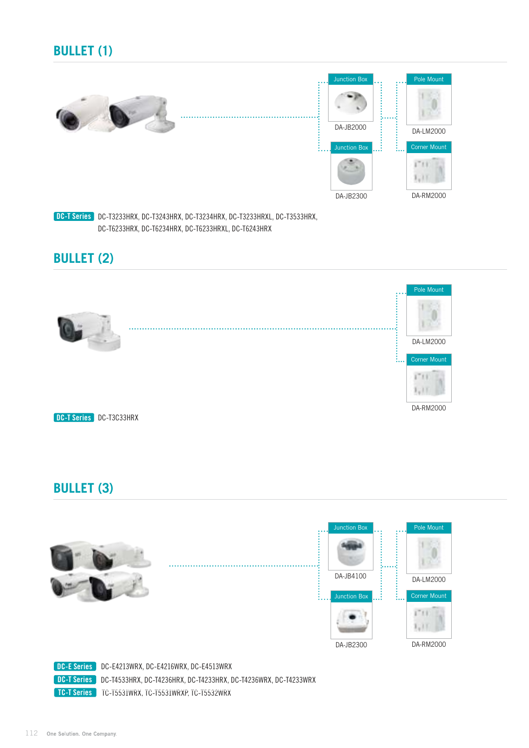## BULLET (1)

Junction Box
DA-JB2000

Junction Box
DA-JB2300

Pole Mount
DA-LM2000

Corner Mount
DA-RM2000

**DC-T Series** DC-T3233HRX, DC-T3243HRX, DC-T3234HRX, DC-T3233HRXL, DC-T3533HRX, DC-T6233HRX, DC-T6234HRX, DC-T6233HRXL, DC-T6243HRX

## BULLET (2)

Pole Mount
DA-LM2000

Corner Mount
DA-RM2000

**DC-T Series** DC-T3C33HRX

## BULLET (3)

Junction Box
DA-JB4100

Junction Box
DA-JB2300

Pole Mount
DA-LM2000

Corner Mount
DA-RM2000

**DC-E Series** DC-E4213WRX, DC-E4216WRX, DC-E4513WRX

**DC-T Series** DC-T4533HRX, DC-T4236HRX, DC-T4233HRX, DC-T4236WRX, DC-T4233WRX

**TC-T Series** TC-T5531WRX, TC-T5531WRXP, TC-T5532WRX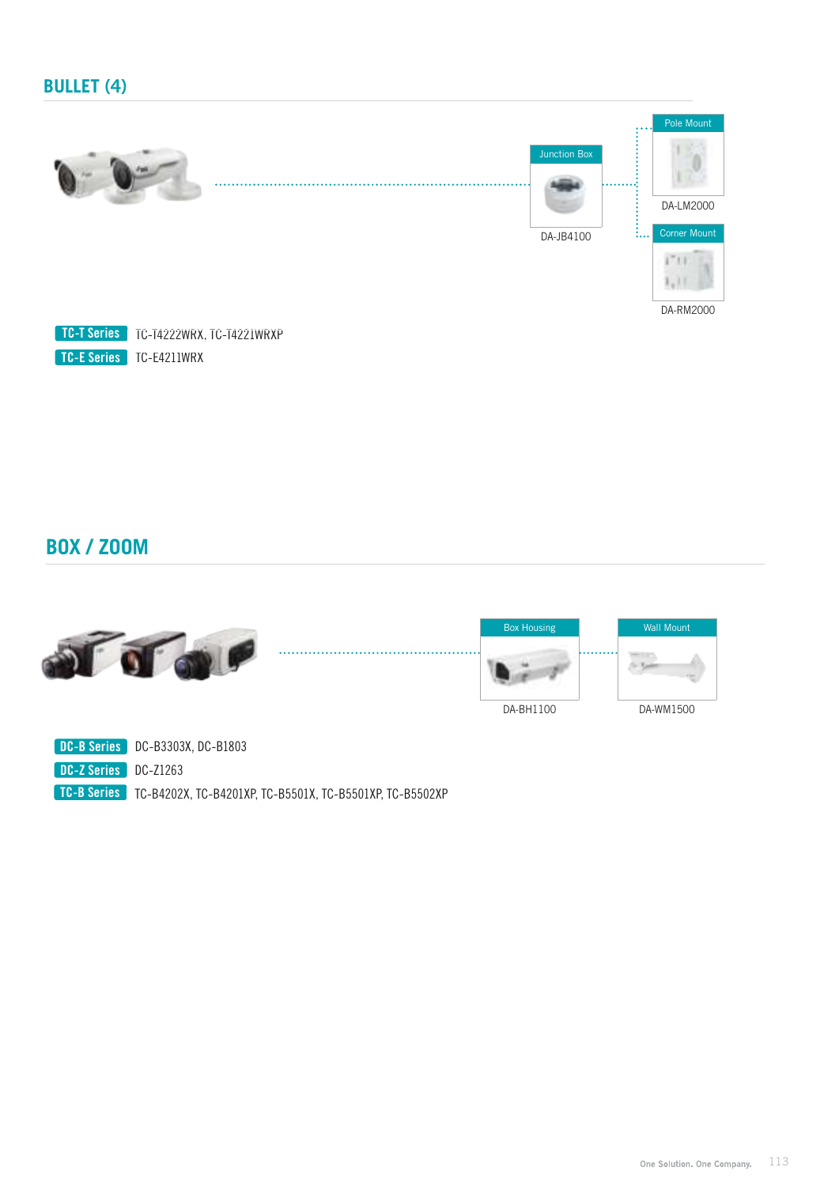## BULLET (4)

Junction Box

DA-JB4100

Pole Mount

DA-LM2000

Corner Mount

DA-RM2000

**TC-T Series** TC-T4222WRX, TC-T4221WRXP

**TC-E Series** TC-E4211WRX

## BOX / ZOOM

Box Housing

DA-BH1100

Wall Mount

DA-WM1500

**DC-B Series** DC-B3303X, DC-B1803

**DC-Z Series** DC-Z1263

**TC-B Series** TC-B4202X, TC-B4201XP, TC-B5501X, TC-B5501XP, TC-B5502XP